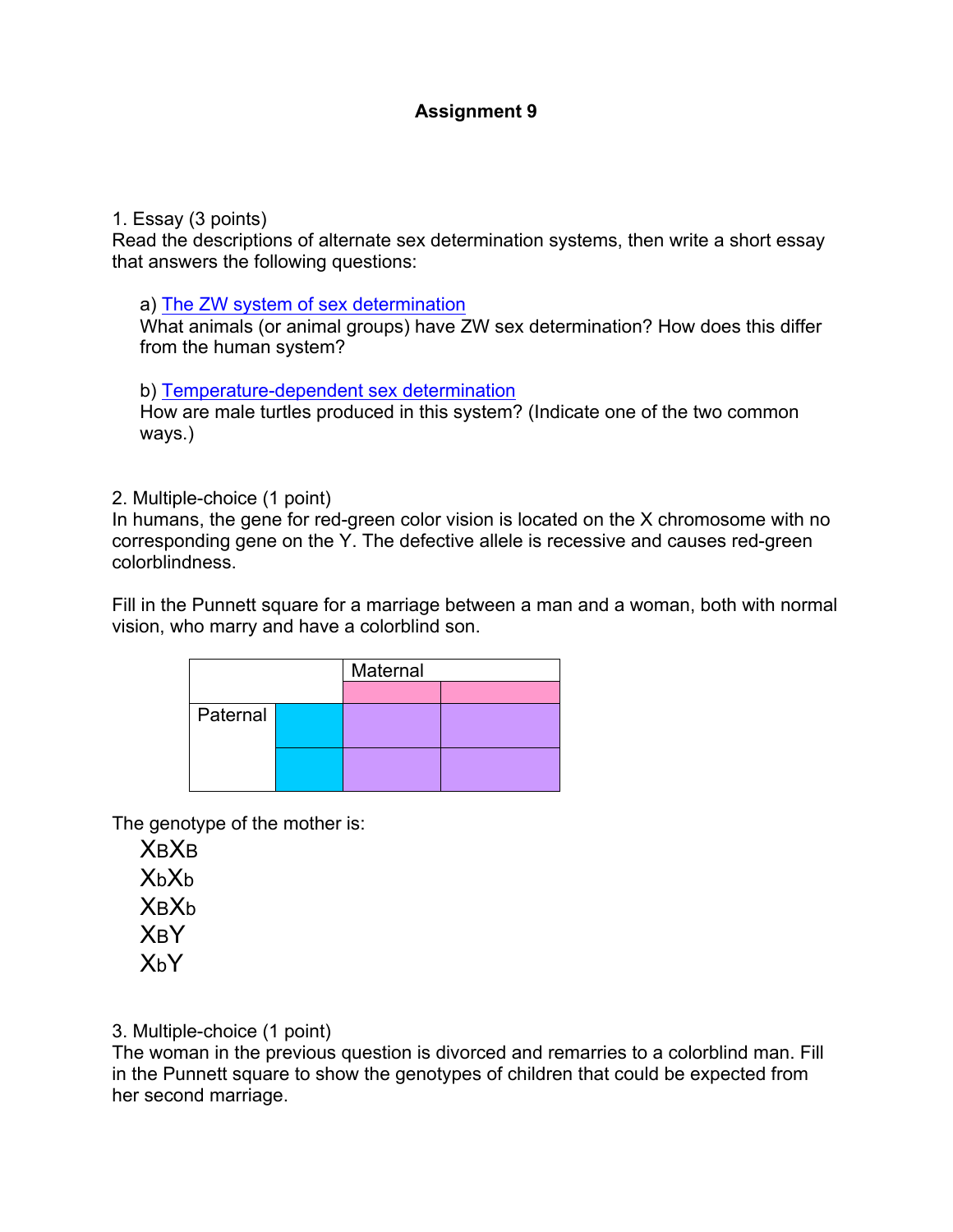**Assignment 9**

1. Essay (3 points)
Read the descriptions of alternate sex determination systems, then write a short essay that answers the following questions:

a) The ZW system of sex determination
What animals (or animal groups) have ZW sex determination? How does this differ from the human system?

b) Temperature-dependent sex determination
How are male turtles produced in this system? (Indicate one of the two common ways.)

2. Multiple-choice (1 point)
In humans, the gene for red-green color vision is located on the X chromosome with no corresponding gene on the Y. The defective allele is recessive and causes red-green colorblindness.

Fill in the Punnett square for a marriage between a man and a woman, both with normal vision, who marry and have a colorblind son.

| | | Maternal | |
|---|---|---|---|
| | | | |
| Paternal | | | |
| | | | |

The genotype of the mother is:

- $X_BX_B$
- $X_bX_b$
- $X_BX_b$
- $X_BY$
- $X_bY$

3. Multiple-choice (1 point)
The woman in the previous question is divorced and remarries to a colorblind man. Fill in the Punnett square to show the genotypes of children that could be expected from her second marriage.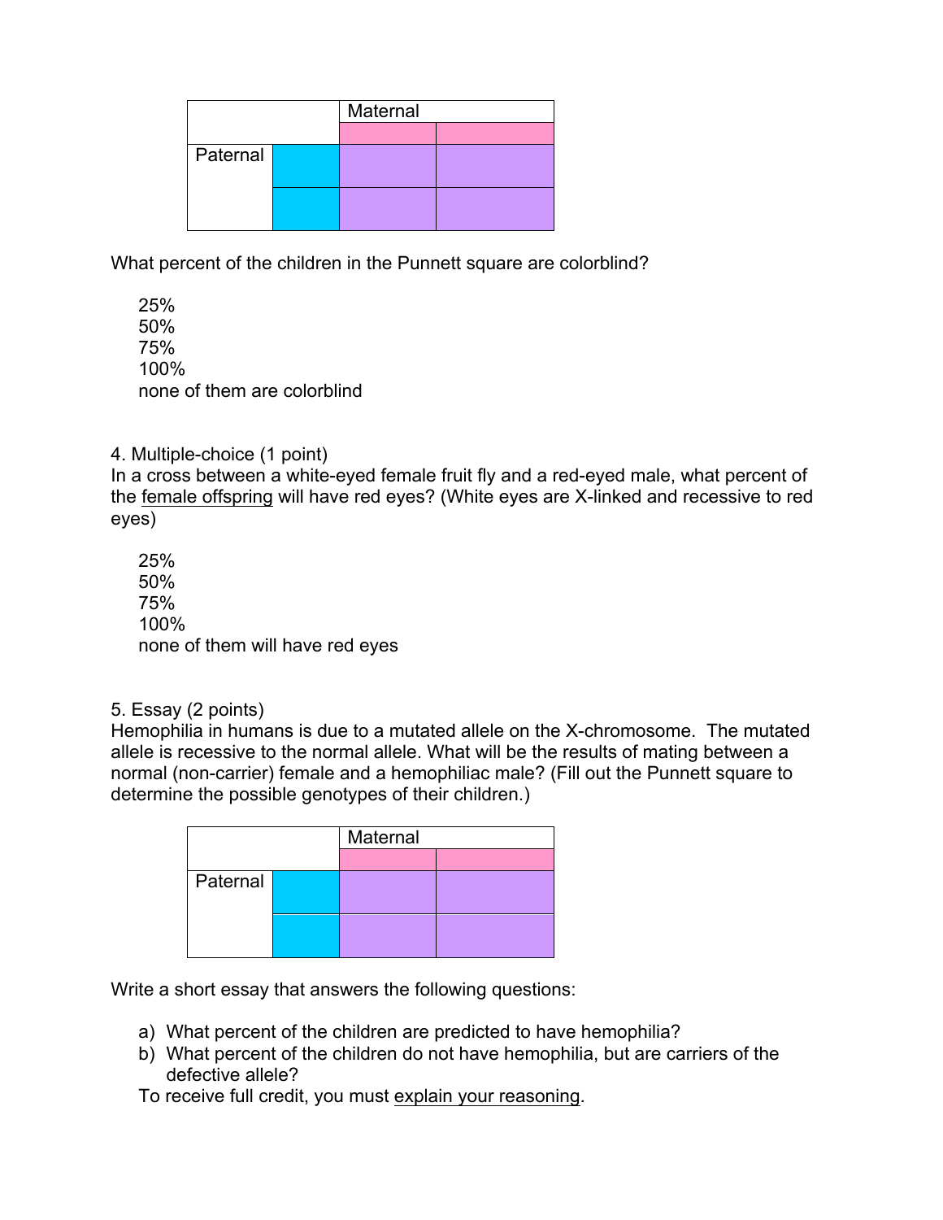| | | Maternal | |
|---|---|---|---|
| | | | |
| Paternal | | | |
| | | | |

What percent of the children in the Punnett square are colorblind?

25%
50%
75%
100%
none of them are colorblind

4. Multiple-choice (1 point)
In a cross between a white-eyed female fruit fly and a red-eyed male, what percent of the <u>female offspring</u> will have red eyes? (White eyes are X-linked and recessive to red eyes)

25%
50%
75%
100%
none of them will have red eyes

5. Essay (2 points)
Hemophilia in humans is due to a mutated allele on the X-chromosome. The mutated allele is recessive to the normal allele. What will be the results of mating between a normal (non-carrier) female and a hemophiliac male? (Fill out the Punnett square to determine the possible genotypes of their children.)

| | | Maternal | |
|---|---|---|---|
| | | | |
| Paternal | | | |
| | | | |

Write a short essay that answers the following questions:

a) What percent of the children are predicted to have hemophilia?
b) What percent of the children do not have hemophilia, but are carriers of the defective allele?

To receive full credit, you must <u>explain your reasoning</u>.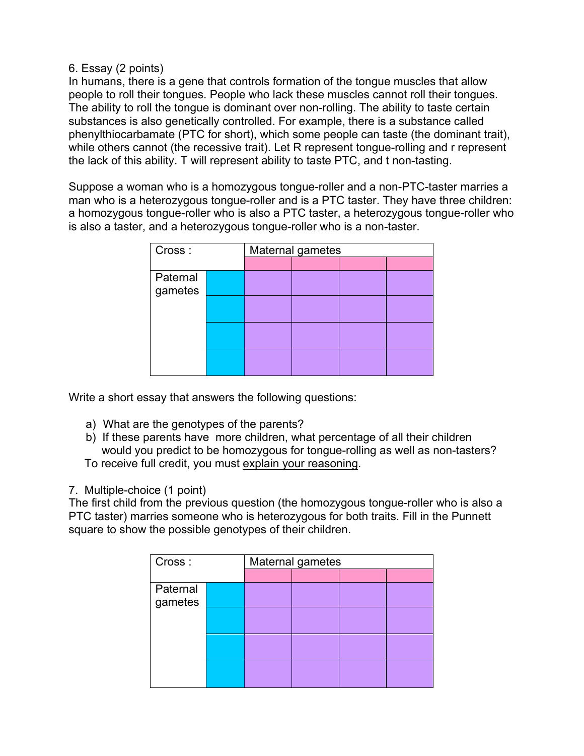6. Essay (2 points)

In humans, there is a gene that controls formation of the tongue muscles that allow people to roll their tongues. People who lack these muscles cannot roll their tongues. The ability to roll the tongue is dominant over non-rolling. The ability to taste certain substances is also genetically controlled. For example, there is a substance called phenylthiocarbamate (PTC for short), which some people can taste (the dominant trait), while others cannot (the recessive trait). Let R represent tongue-rolling and r represent the lack of this ability. T will represent ability to taste PTC, and t non-tasting.

Suppose a woman who is a homozygous tongue-roller and a non-PTC-taster marries a man who is a heterozygous tongue-roller and is a PTC taster. They have three children: a homozygous tongue-roller who is also a PTC taster, a heterozygous tongue-roller who is also a taster, and a heterozygous tongue-roller who is a non-taster.

| Cross : | | Maternal gametes | | | |
|---|---|---|---|---|---|
| | | | | | |
| Paternal gametes | | | | | |
| | | | | | |
| | | | | | |
| | | | | | |

Write a short essay that answers the following questions:

a) What are the genotypes of the parents?
b) If these parents have more children, what percentage of all their children would you predict to be homozygous for tongue-rolling as well as non-tasters?

To receive full credit, you must <u>explain your reasoning</u>.

7. Multiple-choice (1 point)

The first child from the previous question (the homozygous tongue-roller who is also a PTC taster) marries someone who is heterozygous for both traits. Fill in the Punnett square to show the possible genotypes of their children.

| Cross : | | Maternal gametes | | | |
|---|---|---|---|---|---|
| | | | | | |
| Paternal gametes | | | | | |
| | | | | | |
| | | | | | |
| | | | | | |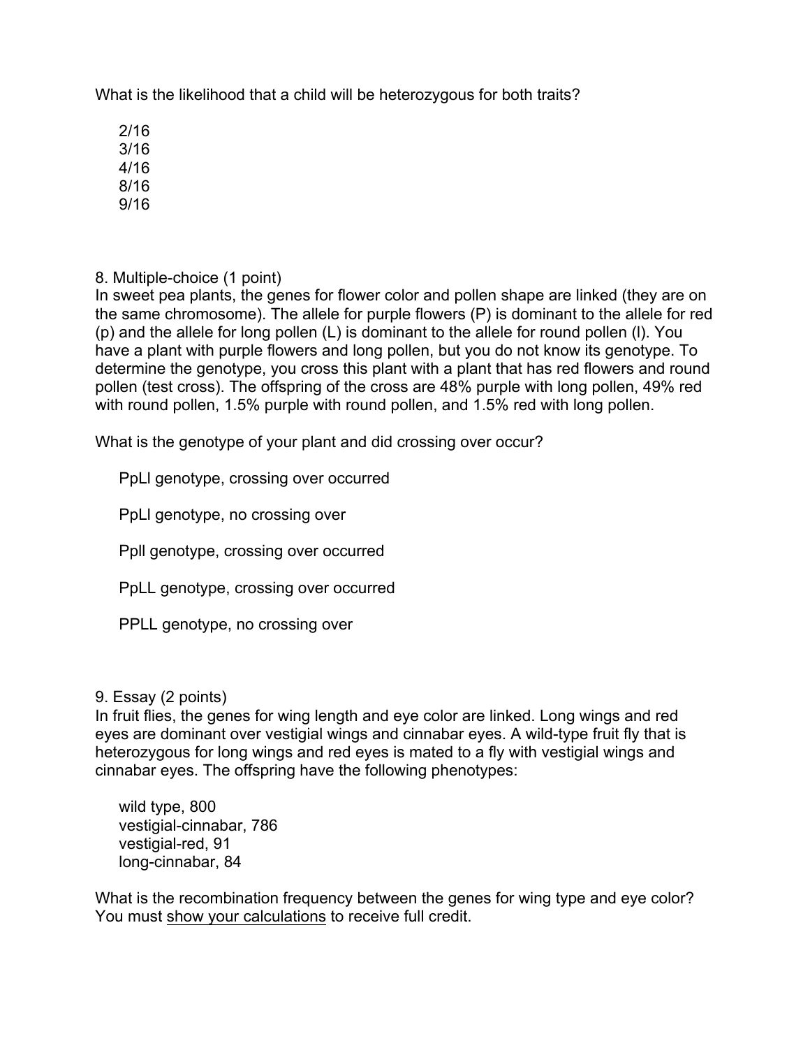What is the likelihood that a child will be heterozygous for both traits?

- 2/16
- 3/16
- 4/16
- 8/16
- 9/16

8. Multiple-choice (1 point)
In sweet pea plants, the genes for flower color and pollen shape are linked (they are on the same chromosome). The allele for purple flowers (P) is dominant to the allele for red (p) and the allele for long pollen (L) is dominant to the allele for round pollen (l). You have a plant with purple flowers and long pollen, but you do not know its genotype. To determine the genotype, you cross this plant with a plant that has red flowers and round pollen (test cross). The offspring of the cross are 48% purple with long pollen, 49% red with round pollen, 1.5% purple with round pollen, and 1.5% red with long pollen.

What is the genotype of your plant and did crossing over occur?

- PpLl genotype, crossing over occurred
- PpLl genotype, no crossing over
- Ppll genotype, crossing over occurred
- PpLL genotype, crossing over occurred
- PPLL genotype, no crossing over

9. Essay (2 points)
In fruit flies, the genes for wing length and eye color are linked. Long wings and red eyes are dominant over vestigial wings and cinnabar eyes. A wild-type fruit fly that is heterozygous for long wings and red eyes is mated to a fly with vestigial wings and cinnabar eyes. The offspring have the following phenotypes:

- wild type, 800
- vestigial-cinnabar, 786
- vestigial-red, 91
- long-cinnabar, 84

What is the recombination frequency between the genes for wing type and eye color? You must show your calculations to receive full credit.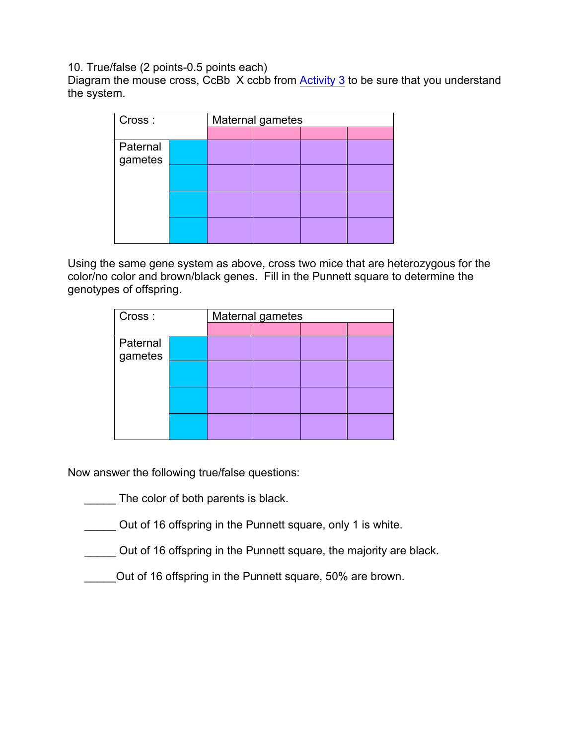10. True/false (2 points-0.5 points each)
Diagram the mouse cross, CcBb X ccbb from Activity 3 to be sure that you understand the system.

| Cross : | | Maternal gametes | | | |
|---|---|---|---|---|---|
| | | | | | |
| Paternal gametes | | | | | |
| | | | | | |
| | | | | | |
| | | | | | |

Using the same gene system as above, cross two mice that are heterozygous for the color/no color and brown/black genes. Fill in the Punnett square to determine the genotypes of offspring.

| Cross : | | Maternal gametes | | | |
|---|---|---|---|---|---|
| | | | | | |
| Paternal gametes | | | | | |
| | | | | | |
| | | | | | |
| | | | | | |

Now answer the following true/false questions:

_____ The color of both parents is black.

_____ Out of 16 offspring in the Punnett square, only 1 is white.

_____ Out of 16 offspring in the Punnett square, the majority are black.

_____Out of 16 offspring in the Punnett square, 50% are brown.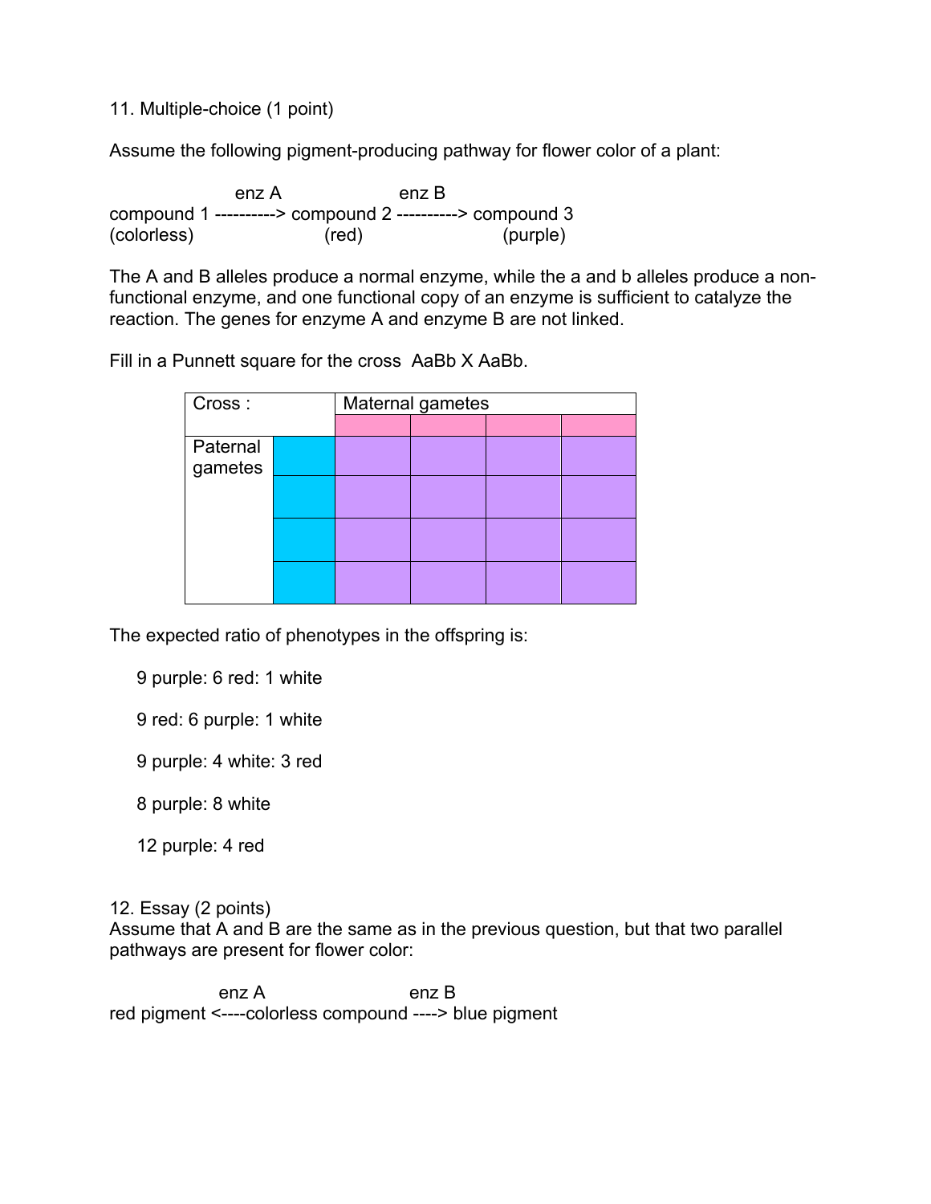11. Multiple-choice (1 point)

Assume the following pigment-producing pathway for flower color of a plant:

```
                  enz A                enz B
compound 1 ----------> compound 2 ----------> compound 3
(colorless)               (red)                 (purple)
```

The A and B alleles produce a normal enzyme, while the a and b alleles produce a non-functional enzyme, and one functional copy of an enzyme is sufficient to catalyze the reaction. The genes for enzyme A and enzyme B are not linked.

Fill in a Punnett square for the cross AaBb X AaBb.

| Cross : | | Maternal gametes | | | |
|---|---|---|---|---|---|
| | | | | | |
| Paternal gametes | | | | | |
| | | | | | |
| | | | | | |
| | | | | | |

The expected ratio of phenotypes in the offspring is:

- 9 purple: 6 red: 1 white
- 9 red: 6 purple: 1 white
- 9 purple: 4 white: 3 red
- 8 purple: 8 white
- 12 purple: 4 red

12. Essay (2 points)
Assume that A and B are the same as in the previous question, but that two parallel pathways are present for flower color:

```
              enz A                  enz B
red pigment <----colorless compound ----> blue pigment
```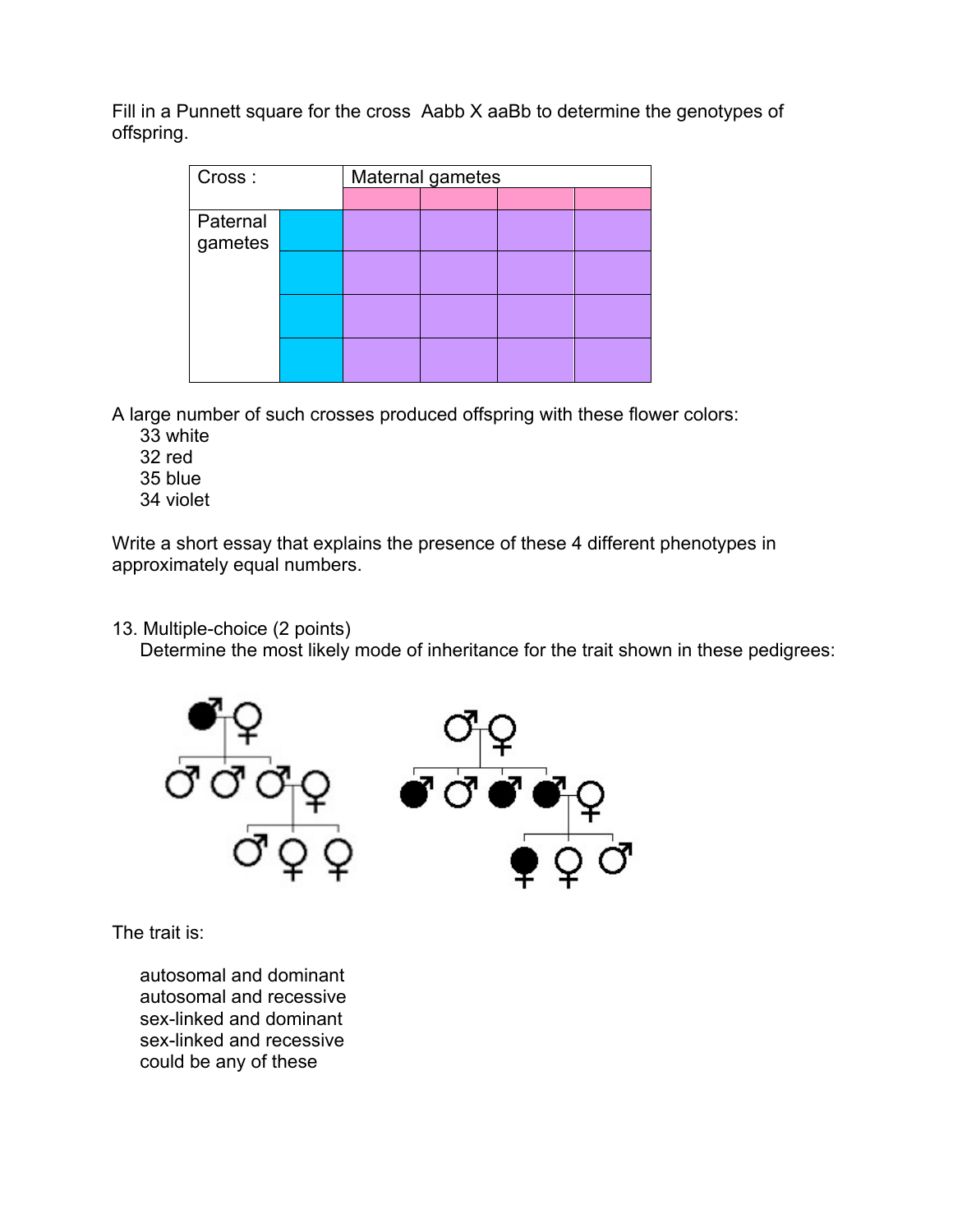Fill in a Punnett square for the cross Aabb X aaBb to determine the genotypes of offspring.

| Cross : | | Maternal gametes | | | |
|---|---|---|---|---|---|
| | | | | | |
| Paternal gametes | | | | | |
| | | | | | |
| | | | | | |
| | | | | | |

A large number of such crosses produced offspring with these flower colors:

- 33 white
- 32 red
- 35 blue
- 34 violet

Write a short essay that explains the presence of these 4 different phenotypes in approximately equal numbers.

13. Multiple-choice (2 points)

Determine the most likely mode of inheritance for the trait shown in these pedigrees:

The trait is:

- autosomal and dominant
- autosomal and recessive
- sex-linked and dominant
- sex-linked and recessive
- could be any of these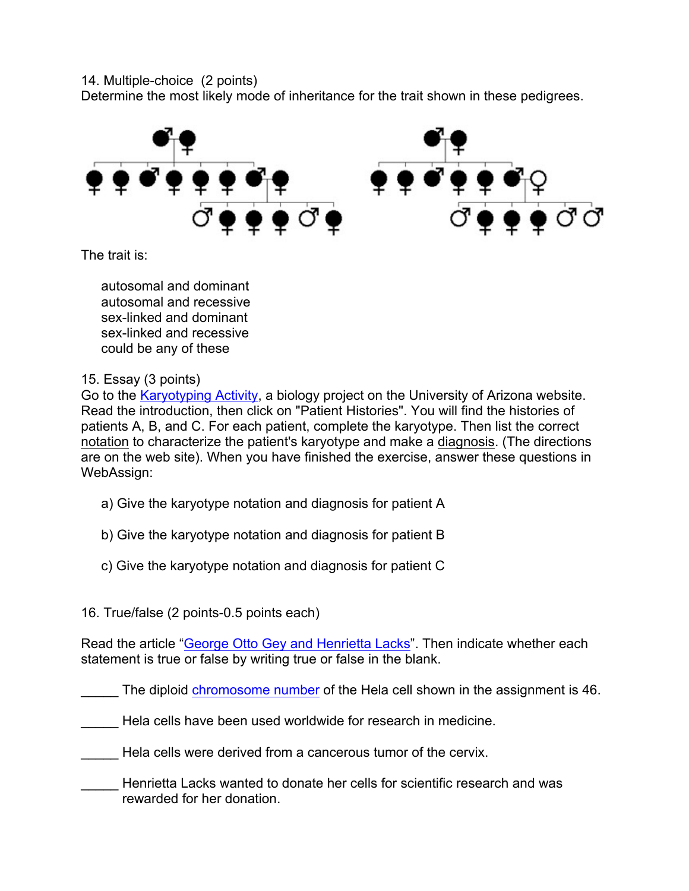14. Multiple-choice (2 points)
Determine the most likely mode of inheritance for the trait shown in these pedigrees.

The trait is:

- autosomal and dominant
- autosomal and recessive
- sex-linked and dominant
- sex-linked and recessive
- could be any of these

15. Essay (3 points)
Go to the Karyotyping Activity, a biology project on the University of Arizona website. Read the introduction, then click on "Patient Histories". You will find the histories of patients A, B, and C. For each patient, complete the karyotype. Then list the correct notation to characterize the patient's karyotype and make a diagnosis. (The directions are on the web site). When you have finished the exercise, answer these questions in WebAssign:

a) Give the karyotype notation and diagnosis for patient A

b) Give the karyotype notation and diagnosis for patient B

c) Give the karyotype notation and diagnosis for patient C

16. True/false (2 points-0.5 points each)

Read the article "George Otto Gey and Henrietta Lacks". Then indicate whether each statement is true or false by writing true or false in the blank.

_____ The diploid chromosome number of the Hela cell shown in the assignment is 46.

_____ Hela cells have been used worldwide for research in medicine.

_____ Hela cells were derived from a cancerous tumor of the cervix.

_____ Henrietta Lacks wanted to donate her cells for scientific research and was rewarded for her donation.